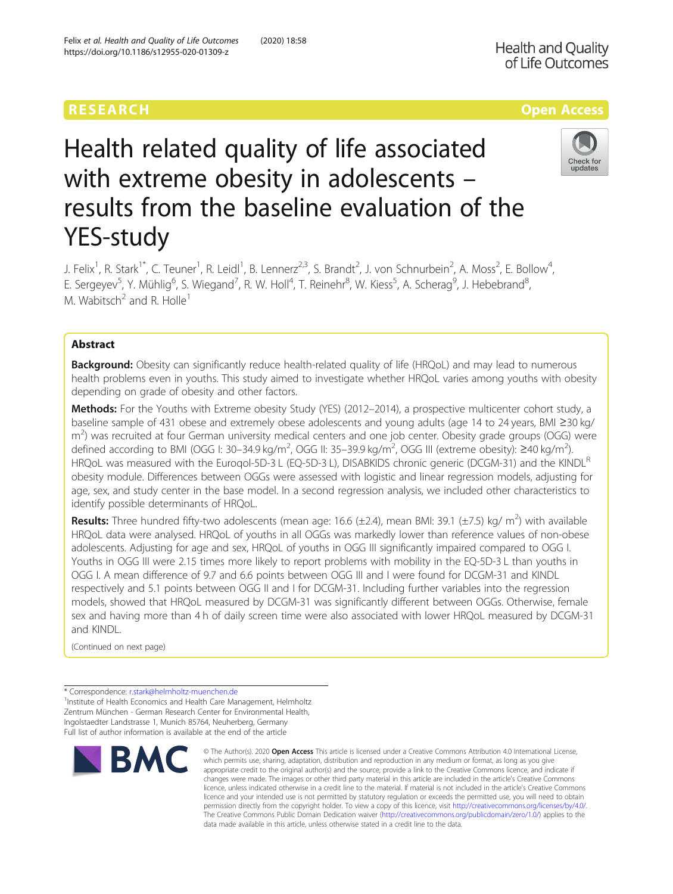RESEARCH

Open Access

# Health related quality of life associated with extreme obesity in adolescents – results from the baseline evaluation of the YES-study

J. Felix[1], R. Stark[1*], C. Teuner[1], R. Leidl[1], B. Lennerz[2,3], S. Brandt[2], J. von Schnurbein[2], A. Moss[2], E. Bollow[4], E. Sergeyev[5], Y. Mühlig[6], S. Wiegand[7], R. W. Holl[4], T. Reinehr[8], W. Kiess[5], A. Scherag[9], J. Hebebrand[8], M. Wabitsch[2] and R. Holle[1]

## Abstract

**Background:** Obesity can significantly reduce health-related quality of life (HRQoL) and may lead to numerous health problems even in youths. This study aimed to investigate whether HRQoL varies among youths with obesity depending on grade of obesity and other factors.

**Methods:** For the Youths with Extreme obesity Study (YES) (2012–2014), a prospective multicenter cohort study, a baseline sample of 431 obese and extremely obese adolescents and young adults (age 14 to 24 years, BMI ≥30 kg/ $m^2$) was recruited at four German university medical centers and one job center. Obesity grade groups (OGG) were defined according to BMI (OGG I: 30–34.9 kg/$m^2$, OGG II: 35–39.9 kg/$m^2$, OGG III (extreme obesity): ≥40 kg/$m^2$). HRQoL was measured with the Euroqol-5D-3 L (EQ-5D-3 L), DISABKIDS chronic generic (DCGM-31) and the KINDL[R] obesity module. Differences between OGGs were assessed with logistic and linear regression models, adjusting for age, sex, and study center in the base model. In a second regression analysis, we included other characteristics to identify possible determinants of HRQoL.

**Results:** Three hundred fifty-two adolescents (mean age: 16.6 (±2.4), mean BMI: 39.1 (±7.5) kg/ $m^2$) with available HRQoL data were analysed. HRQoL of youths in all OGGs was markedly lower than reference values of non-obese adolescents. Adjusting for age and sex, HRQoL of youths in OGG III significantly impaired compared to OGG I. Youths in OGG III were 2.15 times more likely to report problems with mobility in the EQ-5D-3 L than youths in OGG I. A mean difference of 9.7 and 6.6 points between OGG III and I were found for DCGM-31 and KINDL respectively and 5.1 points between OGG II and I for DCGM-31. Including further variables into the regression models, showed that HRQoL measured by DCGM-31 was significantly different between OGGs. Otherwise, female sex and having more than 4 h of daily screen time were also associated with lower HRQoL measured by DCGM-31 and KINDL.

(Continued on next page)

\* Correspondence: r.stark@helmholtz-muenchen.de
[1]Institute of Health Economics and Health Care Management, Helmholtz Zentrum München - German Research Center for Environmental Health, Ingolstaedter Landstrasse 1, Munich 85764, Neuherberg, Germany
Full list of author information is available at the end of the article

© The Author(s). 2020 **Open Access** This article is licensed under a Creative Commons Attribution 4.0 International License, which permits use, sharing, adaptation, distribution and reproduction in any medium or format, as long as you give appropriate credit to the original author(s) and the source, provide a link to the Creative Commons licence, and indicate if changes were made. The images or other third party material in this article are included in the article's Creative Commons licence, unless indicated otherwise in a credit line to the material. If material is not included in the article's Creative Commons licence and your intended use is not permitted by statutory regulation or exceeds the permitted use, you will need to obtain permission directly from the copyright holder. To view a copy of this licence, visit http://creativecommons.org/licenses/by/4.0/. The Creative Commons Public Domain Dedication waiver (http://creativecommons.org/publicdomain/zero/1.0/) applies to the data made available in this article, unless otherwise stated in a credit line to the data.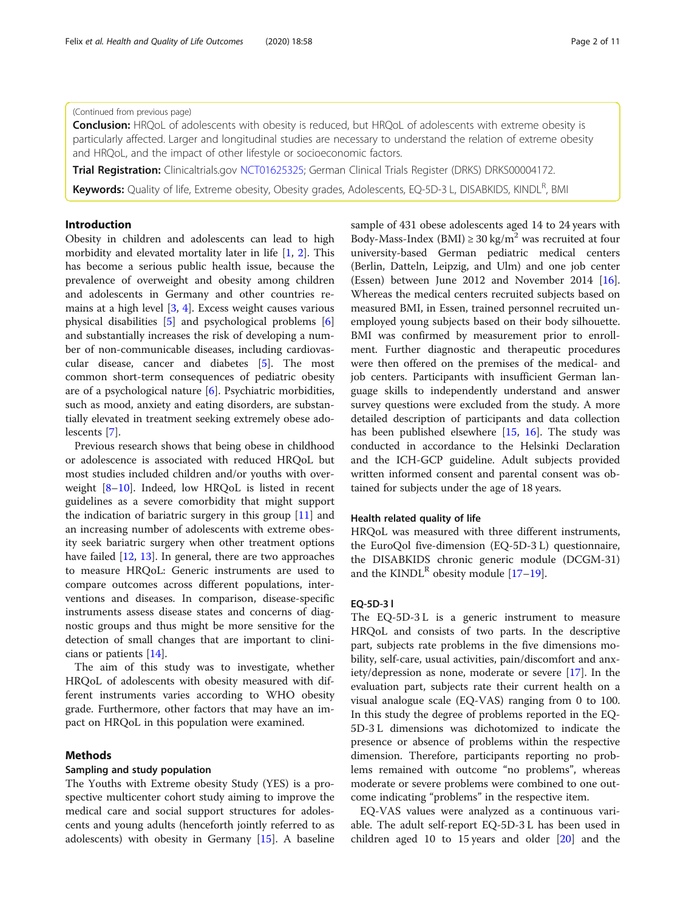(Continued from previous page)

**Conclusion:** HRQoL of adolescents with obesity is reduced, but HRQoL of adolescents with extreme obesity is particularly affected. Larger and longitudinal studies are necessary to understand the relation of extreme obesity and HRQoL, and the impact of other lifestyle or socioeconomic factors.

**Trial Registration:** Clinicaltrials.gov NCT01625325; German Clinical Trials Register (DRKS) DRKS00004172.

**Keywords:** Quality of life, Extreme obesity, Obesity grades, Adolescents, EQ-5D-3 L, DISABKIDS, KINDL[R], BMI

## Introduction

Obesity in children and adolescents can lead to high morbidity and elevated mortality later in life [1, 2]. This has become a serious public health issue, because the prevalence of overweight and obesity among children and adolescents in Germany and other countries remains at a high level [3, 4]. Excess weight causes various physical disabilities [5] and psychological problems [6] and substantially increases the risk of developing a number of non-communicable diseases, including cardiovascular disease, cancer and diabetes [5]. The most common short-term consequences of pediatric obesity are of a psychological nature [6]. Psychiatric morbidities, such as mood, anxiety and eating disorders, are substantially elevated in treatment seeking extremely obese adolescents [7].

Previous research shows that being obese in childhood or adolescence is associated with reduced HRQoL but most studies included children and/or youths with overweight [8–10]. Indeed, low HRQoL is listed in recent guidelines as a severe comorbidity that might support the indication of bariatric surgery in this group [11] and an increasing number of adolescents with extreme obesity seek bariatric surgery when other treatment options have failed [12, 13]. In general, there are two approaches to measure HRQoL: Generic instruments are used to compare outcomes across different populations, interventions and diseases. In comparison, disease-specific instruments assess disease states and concerns of diagnostic groups and thus might be more sensitive for the detection of small changes that are important to clinicians or patients [14].

The aim of this study was to investigate, whether HRQoL of adolescents with obesity measured with different instruments varies according to WHO obesity grade. Furthermore, other factors that may have an impact on HRQoL in this population were examined.

## Methods

### Sampling and study population

The Youths with Extreme obesity Study (YES) is a prospective multicenter cohort study aiming to improve the medical care and social support structures for adolescents and young adults (henceforth jointly referred to as adolescents) with obesity in Germany [15]. A baseline sample of 431 obese adolescents aged 14 to 24 years with Body-Mass-Index (BMI) ≥ 30 kg/m$^2$ was recruited at four university-based German pediatric medical centers (Berlin, Datteln, Leipzig, and Ulm) and one job center (Essen) between June 2012 and November 2014 [16]. Whereas the medical centers recruited subjects based on measured BMI, in Essen, trained personnel recruited unemployed young subjects based on their body silhouette. BMI was confirmed by measurement prior to enrollment. Further diagnostic and therapeutic procedures were then offered on the premises of the medical- and job centers. Participants with insufficient German language skills to independently understand and answer survey questions were excluded from the study. A more detailed description of participants and data collection has been published elsewhere [15, 16]. The study was conducted in accordance to the Helsinki Declaration and the ICH-GCP guideline. Adult subjects provided written informed consent and parental consent was obtained for subjects under the age of 18 years.

### Health related quality of life

HRQoL was measured with three different instruments, the EuroQol five-dimension (EQ-5D-3 L) questionnaire, the DISABKIDS chronic generic module (DCGM-31) and the KINDL[R] obesity module [17–19].

### EQ-5D-3 l

The EQ-5D-3 L is a generic instrument to measure HRQoL and consists of two parts. In the descriptive part, subjects rate problems in the five dimensions mobility, self-care, usual activities, pain/discomfort and anxiety/depression as none, moderate or severe [17]. In the evaluation part, subjects rate their current health on a visual analogue scale (EQ-VAS) ranging from 0 to 100. In this study the degree of problems reported in the EQ-5D-3 L dimensions was dichotomized to indicate the presence or absence of problems within the respective dimension. Therefore, participants reporting no problems remained with outcome "no problems", whereas moderate or severe problems were combined to one outcome indicating "problems" in the respective item.

EQ-VAS values were analyzed as a continuous variable. The adult self-report EQ-5D-3 L has been used in children aged 10 to 15 years and older [20] and the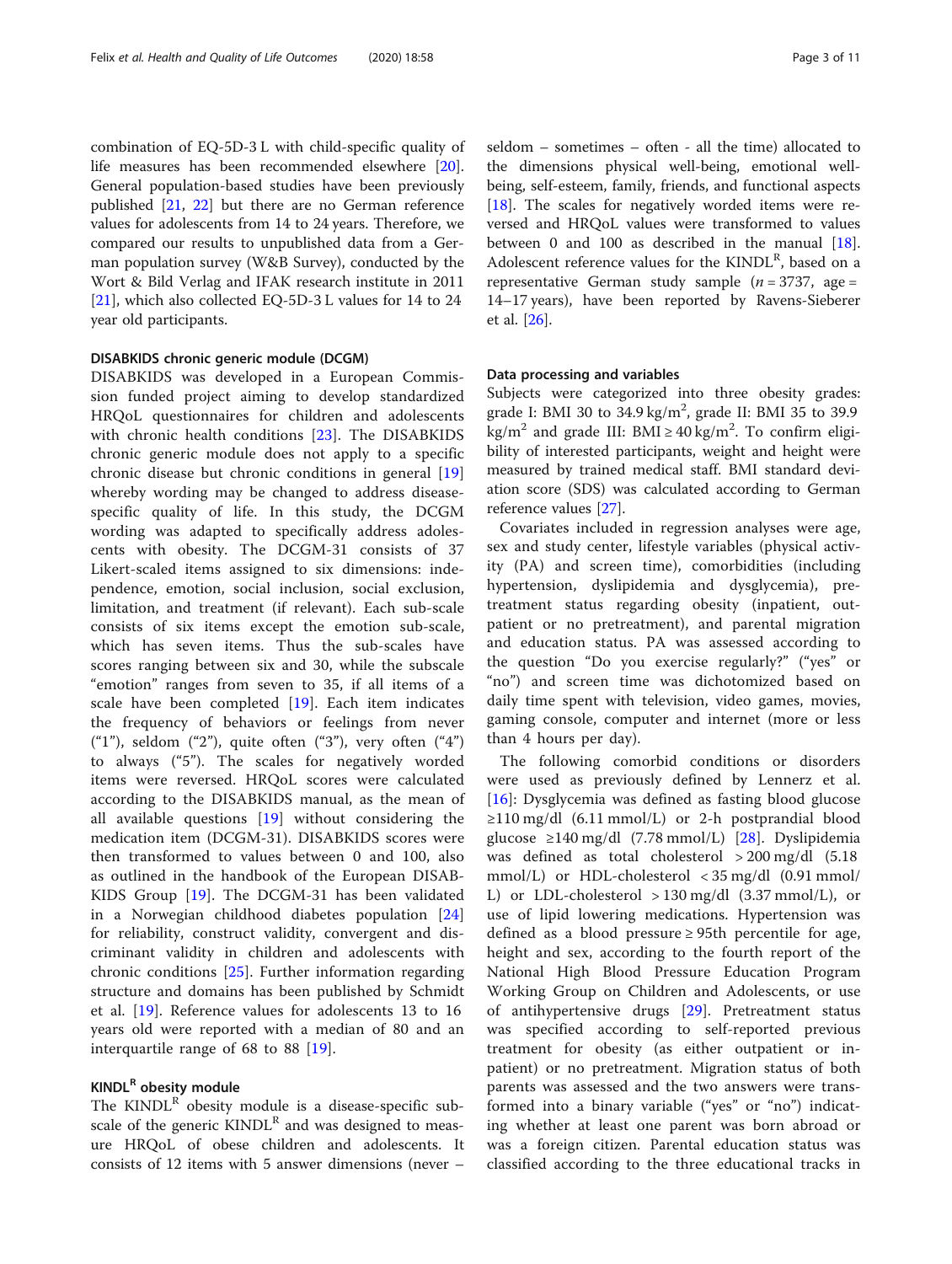combination of EQ-5D-3 L with child-specific quality of life measures has been recommended elsewhere [20]. General population-based studies have been previously published [21, 22] but there are no German reference values for adolescents from 14 to 24 years. Therefore, we compared our results to unpublished data from a German population survey (W&B Survey), conducted by the Wort & Bild Verlag and IFAK research institute in 2011 [21], which also collected EQ-5D-3 L values for 14 to 24 year old participants.

#### DISABKIDS chronic generic module (DCGM)

DISABKIDS was developed in a European Commission funded project aiming to develop standardized HRQoL questionnaires for children and adolescents with chronic health conditions [23]. The DISABKIDS chronic generic module does not apply to a specific chronic disease but chronic conditions in general [19] whereby wording may be changed to address disease-specific quality of life. In this study, the DCGM wording was adapted to specifically address adolescents with obesity. The DCGM-31 consists of 37 Likert-scaled items assigned to six dimensions: independence, emotion, social inclusion, social exclusion, limitation, and treatment (if relevant). Each sub-scale consists of six items except the emotion sub-scale, which has seven items. Thus the sub-scales have scores ranging between six and 30, while the subscale "emotion" ranges from seven to 35, if all items of a scale have been completed [19]. Each item indicates the frequency of behaviors or feelings from never ("1"), seldom ("2"), quite often ("3"), very often ("4") to always ("5"). The scales for negatively worded items were reversed. HRQoL scores were calculated according to the DISABKIDS manual, as the mean of all available questions [19] without considering the medication item (DCGM-31). DISABKIDS scores were then transformed to values between 0 and 100, also as outlined in the handbook of the European DISABKIDS Group [19]. The DCGM-31 has been validated in a Norwegian childhood diabetes population [24] for reliability, construct validity, convergent and discriminant validity in children and adolescents with chronic conditions [25]. Further information regarding structure and domains has been published by Schmidt et al. [19]. Reference values for adolescents 13 to 16 years old were reported with a median of 80 and an interquartile range of 68 to 88 [19].

#### KINDL$^R$ obesity module

The KINDL$^R$ obesity module is a disease-specific subscale of the generic KINDL$^R$ and was designed to measure HRQoL of obese children and adolescents. It consists of 12 items with 5 answer dimensions (never – seldom – sometimes – often - all the time) allocated to the dimensions physical well-being, emotional well-being, self-esteem, family, friends, and functional aspects [18]. The scales for negatively worded items were reversed and HRQoL values were transformed to values between 0 and 100 as described in the manual [18]. Adolescent reference values for the KINDL$^R$, based on a representative German study sample ($n = 3737$, age = 14–17 years), have been reported by Ravens-Sieberer et al. [26].

#### Data processing and variables

Subjects were categorized into three obesity grades: grade I: BMI 30 to 34.9 kg/m$^2$, grade II: BMI 35 to 39.9 kg/m$^2$ and grade III: BMI ≥ 40 kg/m$^2$. To confirm eligibility of interested participants, weight and height were measured by trained medical staff. BMI standard deviation score (SDS) was calculated according to German reference values [27].

Covariates included in regression analyses were age, sex and study center, lifestyle variables (physical activity (PA) and screen time), comorbidities (including hypertension, dyslipidemia and dysglycemia), pretreatment status regarding obesity (inpatient, outpatient or no pretreatment), and parental migration and education status. PA was assessed according to the question "Do you exercise regularly?" ("yes" or "no") and screen time was dichotomized based on daily time spent with television, video games, movies, gaming console, computer and internet (more or less than 4 hours per day).

The following comorbid conditions or disorders were used as previously defined by Lennerz et al. [16]: Dysglycemia was defined as fasting blood glucose ≥110 mg/dl (6.11 mmol/L) or 2-h postprandial blood glucose ≥140 mg/dl (7.78 mmol/L) [28]. Dyslipidemia was defined as total cholesterol > 200 mg/dl (5.18 mmol/L) or HDL-cholesterol < 35 mg/dl (0.91 mmol/L) or LDL-cholesterol > 130 mg/dl (3.37 mmol/L), or use of lipid lowering medications. Hypertension was defined as a blood pressure ≥ 95th percentile for age, height and sex, according to the fourth report of the National High Blood Pressure Education Program Working Group on Children and Adolescents, or use of antihypertensive drugs [29]. Pretreatment status was specified according to self-reported previous treatment for obesity (as either outpatient or inpatient) or no pretreatment. Migration status of both parents was assessed and the two answers were transformed into a binary variable ("yes" or "no") indicating whether at least one parent was born abroad or was a foreign citizen. Parental education status was classified according to the three educational tracks in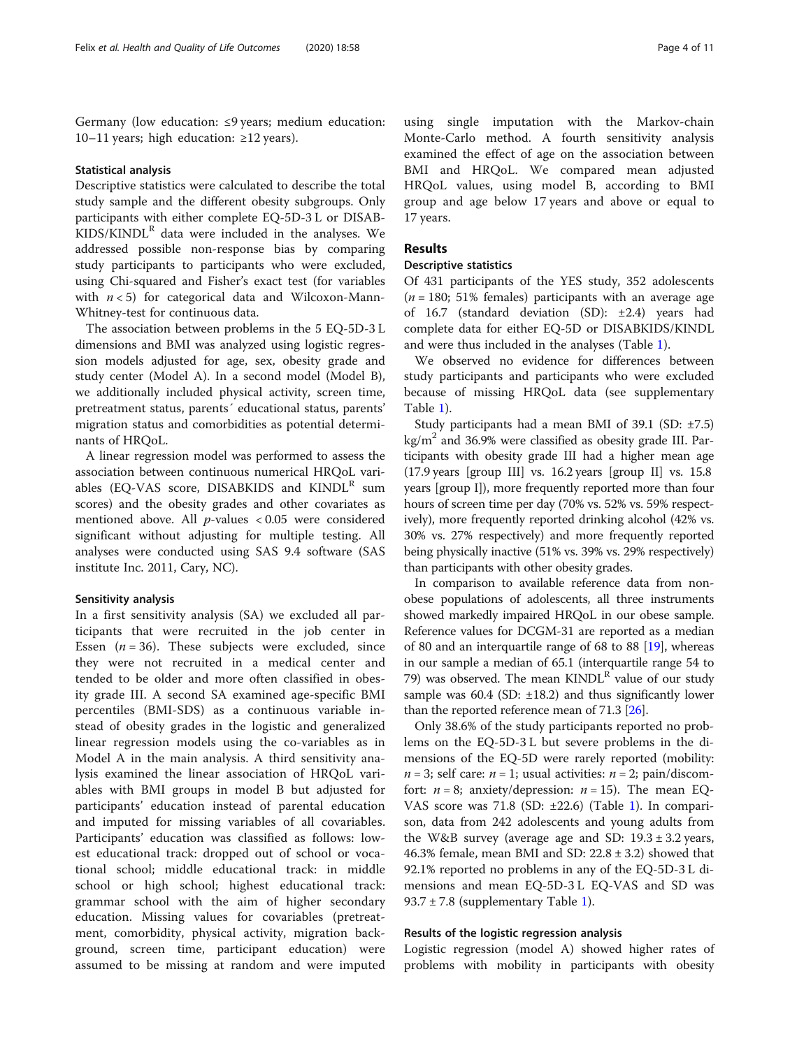Germany (low education: ≤9 years; medium education: 10–11 years; high education: ≥12 years).

### Statistical analysis

Descriptive statistics were calculated to describe the total study sample and the different obesity subgroups. Only participants with either complete EQ-5D-3 L or DISABKIDS/KINDL[R] data were included in the analyses. We addressed possible non-response bias by comparing study participants to participants who were excluded, using Chi-squared and Fisher's exact test (for variables with $n < 5$) for categorical data and Wilcoxon-Mann-Whitney-test for continuous data.

The association between problems in the 5 EQ-5D-3 L dimensions and BMI was analyzed using logistic regression models adjusted for age, sex, obesity grade and study center (Model A). In a second model (Model B), we additionally included physical activity, screen time, pretreatment status, parents´ educational status, parents' migration status and comorbidities as potential determinants of HRQoL.

A linear regression model was performed to assess the association between continuous numerical HRQoL variables (EQ-VAS score, DISABKIDS and KINDL[R] sum scores) and the obesity grades and other covariates as mentioned above. All *p*-values $< 0.05$ were considered significant without adjusting for multiple testing. All analyses were conducted using SAS 9.4 software (SAS institute Inc. 2011, Cary, NC).

### Sensitivity analysis

In a first sensitivity analysis (SA) we excluded all participants that were recruited in the job center in Essen ($n = 36$). These subjects were excluded, since they were not recruited in a medical center and tended to be older and more often classified in obesity grade III. A second SA examined age-specific BMI percentiles (BMI-SDS) as a continuous variable instead of obesity grades in the logistic and generalized linear regression models using the co-variables as in Model A in the main analysis. A third sensitivity analysis examined the linear association of HRQoL variables with BMI groups in model B but adjusted for participants' education instead of parental education and imputed for missing variables of all covariables. Participants' education was classified as follows: lowest educational track: dropped out of school or vocational school; middle educational track: in middle school or high school; highest educational track: grammar school with the aim of higher secondary education. Missing values for covariables (pretreatment, comorbidity, physical activity, migration background, screen time, participant education) were assumed to be missing at random and were imputed using single imputation with the Markov-chain Monte-Carlo method. A fourth sensitivity analysis examined the effect of age on the association between BMI and HRQoL. We compared mean adjusted HRQoL values, using model B, according to BMI group and age below 17 years and above or equal to 17 years.

## Results

### Descriptive statistics

Of 431 participants of the YES study, 352 adolescents ($n = 180$; 51% females) participants with an average age of 16.7 (standard deviation (SD): ±2.4) years had complete data for either EQ-5D or DISABKIDS/KINDL and were thus included in the analyses (Table 1).

We observed no evidence for differences between study participants and participants who were excluded because of missing HRQoL data (see supplementary Table 1).

Study participants had a mean BMI of 39.1 (SD: ±7.5) kg/m$^2$ and 36.9% were classified as obesity grade III. Participants with obesity grade III had a higher mean age (17.9 years [group III] vs. 16.2 years [group II] vs. 15.8 years [group I]), more frequently reported more than four hours of screen time per day (70% vs. 52% vs. 59% respectively), more frequently reported drinking alcohol (42% vs. 30% vs. 27% respectively) and more frequently reported being physically inactive (51% vs. 39% vs. 29% respectively) than participants with other obesity grades.

In comparison to available reference data from non-obese populations of adolescents, all three instruments showed markedly impaired HRQoL in our obese sample. Reference values for DCGM-31 are reported as a median of 80 and an interquartile range of 68 to 88 [19], whereas in our sample a median of 65.1 (interquartile range 54 to 79) was observed. The mean KINDL[R] value of our study sample was 60.4 (SD: ±18.2) and thus significantly lower than the reported reference mean of 71.3 [26].

Only 38.6% of the study participants reported no problems on the EQ-5D-3 L but severe problems in the dimensions of the EQ-5D were rarely reported (mobility: $n = 3$; self care: $n = 1$; usual activities: $n = 2$; pain/discomfort: $n = 8$; anxiety/depression: $n = 15$). The mean EQ-VAS score was 71.8 (SD: ±22.6) (Table 1). In comparison, data from 242 adolescents and young adults from the W&B survey (average age and SD: 19.3 ± 3.2 years, 46.3% female, mean BMI and SD: 22.8 ± 3.2) showed that 92.1% reported no problems in any of the EQ-5D-3 L dimensions and mean EQ-5D-3 L EQ-VAS and SD was 93.7 ± 7.8 (supplementary Table 1).

### Results of the logistic regression analysis

Logistic regression (model A) showed higher rates of problems with mobility in participants with obesity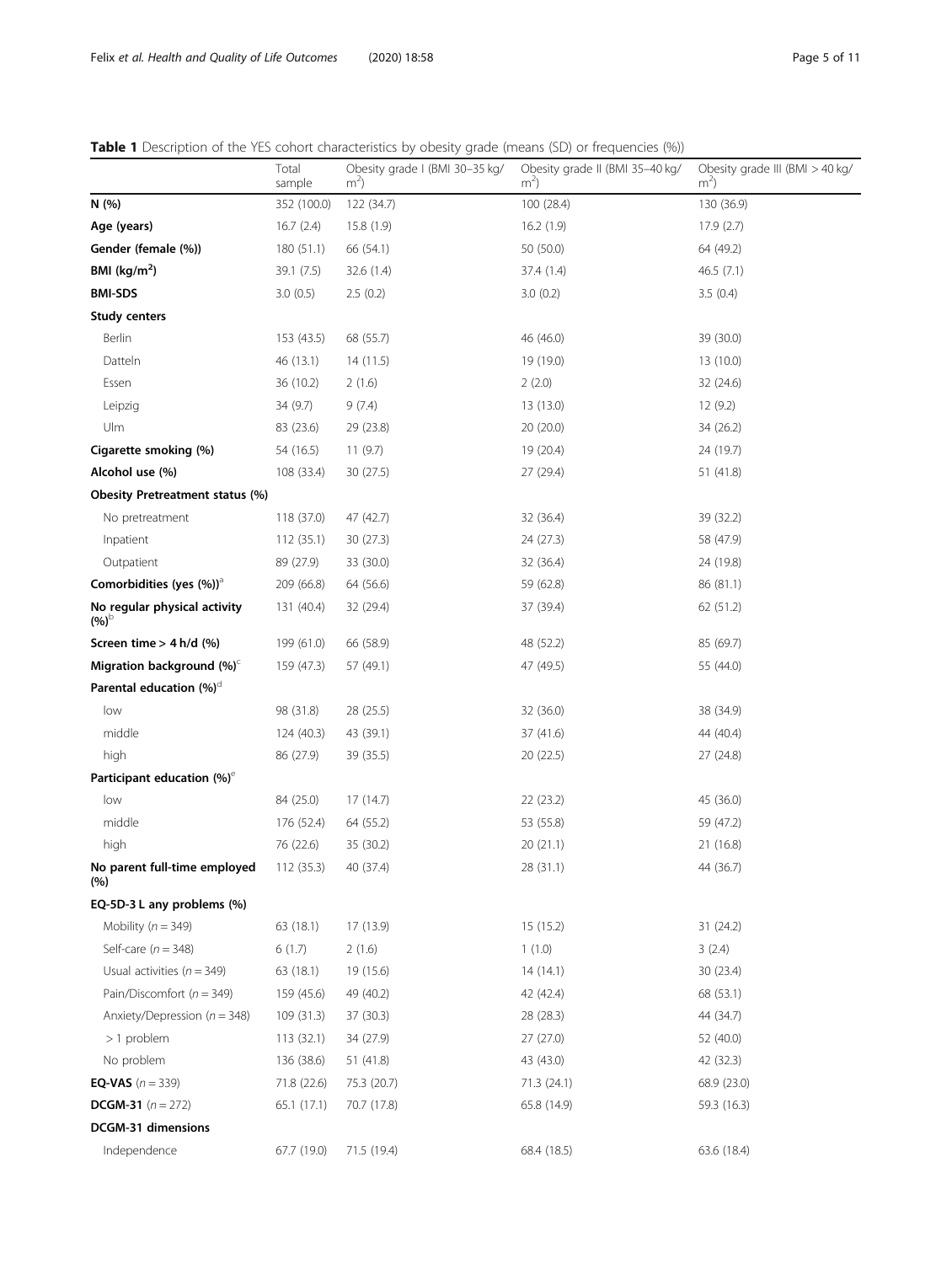**Table 1** Description of the YES cohort characteristics by obesity grade (means (SD) or frequencies (%))

| | Total sample | Obesity grade I (BMI 30–35 kg/ m[2]) | Obesity grade II (BMI 35–40 kg/ m[2]) | Obesity grade III (BMI > 40 kg/ m[2]) |
|---|---|---|---|---|
| **N (%)** | 352 (100.0) | 122 (34.7) | 100 (28.4) | 130 (36.9) |
| **Age (years)** | 16.7 (2.4) | 15.8 (1.9) | 16.2 (1.9) | 17.9 (2.7) |
| **Gender (female (%))** | 180 (51.1) | 66 (54.1) | 50 (50.0) | 64 (49.2) |
| **BMI (kg/m[2])** | 39.1 (7.5) | 32.6 (1.4) | 37.4 (1.4) | 46.5 (7.1) |
| **BMI-SDS** | 3.0 (0.5) | 2.5 (0.2) | 3.0 (0.2) | 3.5 (0.4) |
| **Study centers** | | | | |
| Berlin | 153 (43.5) | 68 (55.7) | 46 (46.0) | 39 (30.0) |
| Datteln | 46 (13.1) | 14 (11.5) | 19 (19.0) | 13 (10.0) |
| Essen | 36 (10.2) | 2 (1.6) | 2 (2.0) | 32 (24.6) |
| Leipzig | 34 (9.7) | 9 (7.4) | 13 (13.0) | 12 (9.2) |
| Ulm | 83 (23.6) | 29 (23.8) | 20 (20.0) | 34 (26.2) |
| **Cigarette smoking (%)** | 54 (16.5) | 11 (9.7) | 19 (20.4) | 24 (19.7) |
| **Alcohol use (%)** | 108 (33.4) | 30 (27.5) | 27 (29.4) | 51 (41.8) |
| **Obesity Pretreatment status (%)** | | | | |
| No pretreatment | 118 (37.0) | 47 (42.7) | 32 (36.4) | 39 (32.2) |
| Inpatient | 112 (35.1) | 30 (27.3) | 24 (27.3) | 58 (47.9) |
| Outpatient | 89 (27.9) | 33 (30.0) | 32 (36.4) | 24 (19.8) |
| **Comorbidities (yes (%))**[a] | 209 (66.8) | 64 (56.6) | 59 (62.8) | 86 (81.1) |
| **No regular physical activity (%)**[b] | 131 (40.4) | 32 (29.4) | 37 (39.4) | 62 (51.2) |
| **Screen time > 4 h/d (%)** | 199 (61.0) | 66 (58.9) | 48 (52.2) | 85 (69.7) |
| **Migration background (%)**[c] | 159 (47.3) | 57 (49.1) | 47 (49.5) | 55 (44.0) |
| **Parental education (%)**[d] | | | | |
| low | 98 (31.8) | 28 (25.5) | 32 (36.0) | 38 (34.9) |
| middle | 124 (40.3) | 43 (39.1) | 37 (41.6) | 44 (40.4) |
| high | 86 (27.9) | 39 (35.5) | 20 (22.5) | 27 (24.8) |
| **Participant education (%)**[e] | | | | |
| low | 84 (25.0) | 17 (14.7) | 22 (23.2) | 45 (36.0) |
| middle | 176 (52.4) | 64 (55.2) | 53 (55.8) | 59 (47.2) |
| high | 76 (22.6) | 35 (30.2) | 20 (21.1) | 21 (16.8) |
| **No parent full-time employed (%)** | 112 (35.3) | 40 (37.4) | 28 (31.1) | 44 (36.7) |
| **EQ-5D-3 L any problems (%)** | | | | |
| Mobility ($n = 349$) | 63 (18.1) | 17 (13.9) | 15 (15.2) | 31 (24.2) |
| Self-care ($n = 348$) | 6 (1.7) | 2 (1.6) | 1 (1.0) | 3 (2.4) |
| Usual activities ($n = 349$) | 63 (18.1) | 19 (15.6) | 14 (14.1) | 30 (23.4) |
| Pain/Discomfort ($n = 349$) | 159 (45.6) | 49 (40.2) | 42 (42.4) | 68 (53.1) |
| Anxiety/Depression ($n = 348$) | 109 (31.3) | 37 (30.3) | 28 (28.3) | 44 (34.7) |
| > 1 problem | 113 (32.1) | 34 (27.9) | 27 (27.0) | 52 (40.0) |
| No problem | 136 (38.6) | 51 (41.8) | 43 (43.0) | 42 (32.3) |
| **EQ-VAS** ($n = 339$) | 71.8 (22.6) | 75.3 (20.7) | 71.3 (24.1) | 68.9 (23.0) |
| **DCGM-31** ($n = 272$) | 65.1 (17.1) | 70.7 (17.8) | 65.8 (14.9) | 59.3 (16.3) |
| **DCGM-31 dimensions** | | | | |
| Independence | 67.7 (19.0) | 71.5 (19.4) | 68.4 (18.5) | 63.6 (18.4) |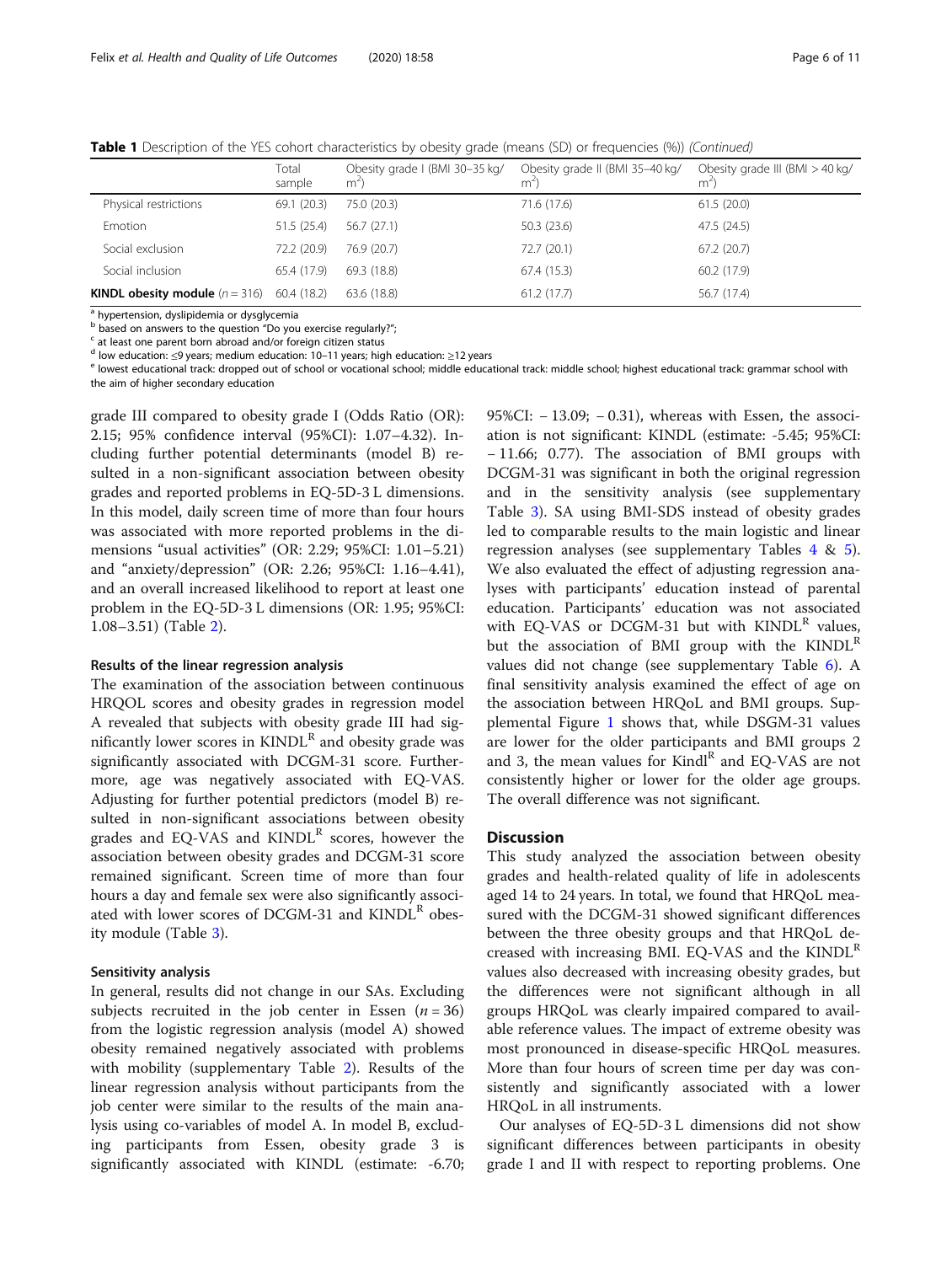**Table 1** Description of the YES cohort characteristics by obesity grade (means (SD) or frequencies (%)) *(Continued)*

| | Total sample | Obesity grade I (BMI 30–35 kg/m²) | Obesity grade II (BMI 35–40 kg/m²) | Obesity grade III (BMI > 40 kg/m²) |
|---|---|---|---|---|
| Physical restrictions | 69.1 (20.3) | 75.0 (20.3) | 71.6 (17.6) | 61.5 (20.0) |
| Emotion | 51.5 (25.4) | 56.7 (27.1) | 50.3 (23.6) | 47.5 (24.5) |
| Social exclusion | 72.2 (20.9) | 76.9 (20.7) | 72.7 (20.1) | 67.2 (20.7) |
| Social inclusion | 65.4 (17.9) | 69.3 (18.8) | 67.4 (15.3) | 60.2 (17.9) |
| **KINDL obesity module** ($n = 316$) | 60.4 (18.2) | 63.6 (18.8) | 61.2 (17.7) | 56.7 (17.4) |

[a] hypertension, dyslipidemia or dysglycemia
[b] based on answers to the question "Do you exercise regularly?";
[c] at least one parent born abroad and/or foreign citizen status
[d] low education: ≤9 years; medium education: 10–11 years; high education: ≥12 years
[e] lowest educational track: dropped out of school or vocational school; middle educational track: middle school; highest educational track: grammar school with the aim of higher secondary education

grade III compared to obesity grade I (Odds Ratio (OR): 2.15; 95% confidence interval (95%CI): 1.07–4.32). Including further potential determinants (model B) resulted in a non-significant association between obesity grades and reported problems in EQ-5D-3 L dimensions. In this model, daily screen time of more than four hours was associated with more reported problems in the dimensions "usual activities" (OR: 2.29; 95%CI: 1.01–5.21) and "anxiety/depression" (OR: 2.26; 95%CI: 1.16–4.41), and an overall increased likelihood to report at least one problem in the EQ-5D-3 L dimensions (OR: 1.95; 95%CI: 1.08–3.51) (Table 2).

#### Results of the linear regression analysis

The examination of the association between continuous HRQOL scores and obesity grades in regression model A revealed that subjects with obesity grade III had significantly lower scores in KINDL[R] and obesity grade was significantly associated with DCGM-31 score. Furthermore, age was negatively associated with EQ-VAS. Adjusting for further potential predictors (model B) resulted in non-significant associations between obesity grades and EQ-VAS and KINDL[R] scores, however the association between obesity grades and DCGM-31 score remained significant. Screen time of more than four hours a day and female sex were also significantly associated with lower scores of DCGM-31 and KINDL[R] obesity module (Table 3).

#### Sensitivity analysis

In general, results did not change in our SAs. Excluding subjects recruited in the job center in Essen ($n = 36$) from the logistic regression analysis (model A) showed obesity remained negatively associated with problems with mobility (supplementary Table 2). Results of the linear regression analysis without participants from the job center were similar to the results of the main analysis using co-variables of model A. In model B, excluding participants from Essen, obesity grade 3 is significantly associated with KINDL (estimate: -6.70; 95%CI: − 13.09; − 0.31), whereas with Essen, the association is not significant: KINDL (estimate: -5.45; 95%CI: − 11.66; 0.77). The association of BMI groups with DCGM-31 was significant in both the original regression and in the sensitivity analysis (see supplementary Table 3). SA using BMI-SDS instead of obesity grades led to comparable results to the main logistic and linear regression analyses (see supplementary Tables 4 & 5). We also evaluated the effect of adjusting regression analyses with participants' education instead of parental education. Participants' education was not associated with EQ-VAS or DCGM-31 but with KINDL[R] values, but the association of BMI group with the KINDL[R] values did not change (see supplementary Table 6). A final sensitivity analysis examined the effect of age on the association between HRQoL and BMI groups. Supplemental Figure 1 shows that, while DSGM-31 values are lower for the older participants and BMI groups 2 and 3, the mean values for Kindl[R] and EQ-VAS are not consistently higher or lower for the older age groups. The overall difference was not significant.

## Discussion

This study analyzed the association between obesity grades and health-related quality of life in adolescents aged 14 to 24 years. In total, we found that HRQoL measured with the DCGM-31 showed significant differences between the three obesity groups and that HRQoL decreased with increasing BMI. EQ-VAS and the KINDL[R] values also decreased with increasing obesity grades, but the differences were not significant although in all groups HRQoL was clearly impaired compared to available reference values. The impact of extreme obesity was most pronounced in disease-specific HRQoL measures. More than four hours of screen time per day was consistently and significantly associated with a lower HRQoL in all instruments.

Our analyses of EQ-5D-3 L dimensions did not show significant differences between participants in obesity grade I and II with respect to reporting problems. One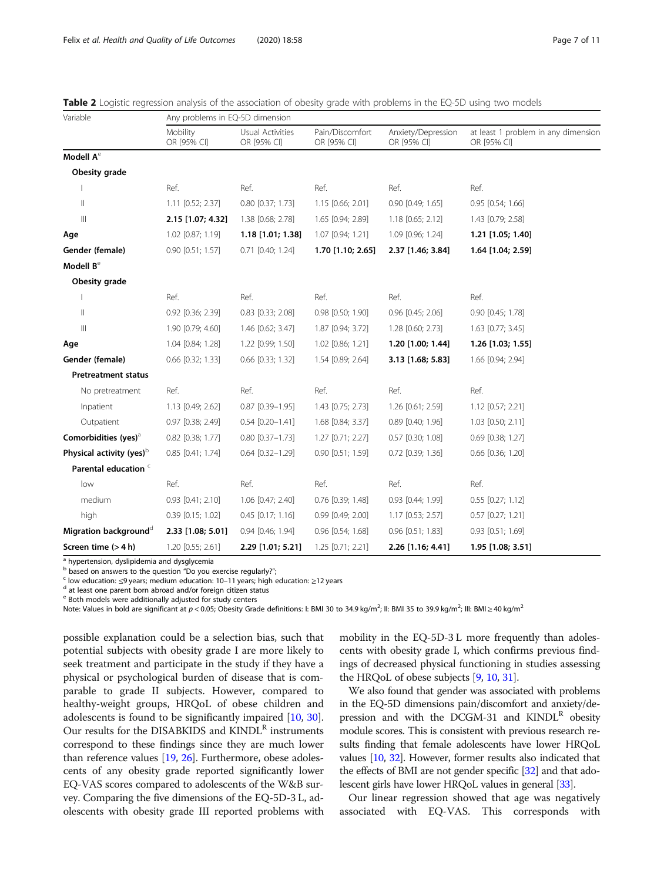**Table 2** Logistic regression analysis of the association of obesity grade with problems in the EQ-5D using two models

| Variable | Any problems in EQ-5D dimension | | | | |
|---|---|---|---|---|---|
| | Mobility OR [95% CI] | Usual Activities OR [95% CI] | Pain/Discomfort OR [95% CI] | Anxiety/Depression OR [95% CI] | at least 1 problem in any dimension OR [95% CI] |
| **Modell A**[e] | | | | | |
| **Obesity grade** | | | | | |
| I | Ref. | Ref. | Ref. | Ref. | Ref. |
| II | 1.11 [0.52; 2.37] | 0.80 [0.37; 1.73] | 1.15 [0.66; 2.01] | 0.90 [0.49; 1.65] | 0.95 [0.54; 1.66] |
| III | **2.15 [1.07; 4.32]** | 1.38 [0.68; 2.78] | 1.65 [0.94; 2.89] | 1.18 [0.65; 2.12] | 1.43 [0.79; 2.58] |
| **Age** | 1.02 [0.87; 1.19] | **1.18 [1.01; 1.38]** | 1.07 [0.94; 1.21] | 1.09 [0.96; 1.24] | **1.21 [1.05; 1.40]** |
| **Gender (female)** | 0.90 [0.51; 1.57] | 0.71 [0.40; 1.24] | **1.70 [1.10; 2.65]** | **2.37 [1.46; 3.84]** | **1.64 [1.04; 2.59]** |
| **Modell B**[e] | | | | | |
| **Obesity grade** | | | | | |
| I | Ref. | Ref. | Ref. | Ref. | Ref. |
| II | 0.92 [0.36; 2.39] | 0.83 [0.33; 2.08] | 0.98 [0.50; 1.90] | 0.96 [0.45; 2.06] | 0.90 [0.45; 1.78] |
| III | 1.90 [0.79; 4.60] | 1.46 [0.62; 3.47] | 1.87 [0.94; 3.72] | 1.28 [0.60; 2.73] | 1.63 [0.77; 3.45] |
| **Age** | 1.04 [0.84; 1.28] | 1.22 [0.99; 1.50] | 1.02 [0.86; 1.21] | **1.20 [1.00; 1.44]** | **1.26 [1.03; 1.55]** |
| **Gender (female)** | 0.66 [0.32; 1.33] | 0.66 [0.33; 1.32] | 1.54 [0.89; 2.64] | **3.13 [1.68; 5.83]** | 1.66 [0.94; 2.94] |
| **Pretreatment status** | | | | | |
| No pretreatment | Ref. | Ref. | Ref. | Ref. | Ref. |
| Inpatient | 1.13 [0.49; 2.62] | 0.87 [0.39–1.95] | 1.43 [0.75; 2.73] | 1.26 [0.61; 2.59] | 1.12 [0.57; 2.21] |
| Outpatient | 0.97 [0.38; 2.49] | 0.54 [0.20–1.41] | 1.68 [0.84; 3.37] | 0.89 [0.40; 1.96] | 1.03 [0.50; 2.11] |
| **Comorbidities (yes)**[a] | 0.82 [0.38; 1.77] | 0.80 [0.37–1.73] | 1.27 [0.71; 2.27] | 0.57 [0.30; 1.08] | 0.69 [0.38; 1.27] |
| **Physical activity (yes)**[b] | 0.85 [0.41; 1.74] | 0.64 [0.32–1.29] | 0.90 [0.51; 1.59] | 0.72 [0.39; 1.36] | 0.66 [0.36; 1.20] |
| **Parental education** [c] | | | | | |
| low | Ref. | Ref. | Ref. | Ref. | Ref. |
| medium | 0.93 [0.41; 2.10] | 1.06 [0.47; 2.40] | 0.76 [0.39; 1.48] | 0.93 [0.44; 1.99] | 0.55 [0.27; 1.12] |
| high | 0.39 [0.15; 1.02] | 0.45 [0.17; 1.16] | 0.99 [0.49; 2.00] | 1.17 [0.53; 2.57] | 0.57 [0.27; 1.21] |
| **Migration background**[d] | **2.33 [1.08; 5.01]** | 0.94 [0.46; 1.94] | 0.96 [0.54; 1.68] | 0.96 [0.51; 1.83] | 0.93 [0.51; 1.69] |
| **Screen time (> 4 h)** | 1.20 [0.55; 2.61] | **2.29 [1.01; 5.21]** | 1.25 [0.71; 2.21] | **2.26 [1.16; 4.41]** | **1.95 [1.08; 3.51]** |

[a] hypertension, dyslipidemia and dysglycemia
[b] based on answers to the question "Do you exercise regularly?";
[c] low education: ≤9 years; medium education: 10–11 years; high education: ≥12 years
[d] at least one parent born abroad and/or foreign citizen status
[e] Both models were additionally adjusted for study centers
Note: Values in bold are significant at $p < 0.05$; Obesity Grade definitions: I: BMI 30 to 34.9 kg/m$^2$; II: BMI 35 to 39.9 kg/m$^2$; III: BMI ≥ 40 kg/m$^2$

possible explanation could be a selection bias, such that potential subjects with obesity grade I are more likely to seek treatment and participate in the study if they have a physical or psychological burden of disease that is comparable to grade II subjects. However, compared to healthy-weight groups, HRQoL of obese children and adolescents is found to be significantly impaired [10, 30]. Our results for the DISABKIDS and KINDL[R] instruments correspond to these findings since they are much lower than reference values [19, 26]. Furthermore, obese adolescents of any obesity grade reported significantly lower EQ-VAS scores compared to adolescents of the W&B survey. Comparing the five dimensions of the EQ-5D-3 L, adolescents with obesity grade III reported problems with mobility in the EQ-5D-3 L more frequently than adolescents with obesity grade I, which confirms previous findings of decreased physical functioning in studies assessing the HRQoL of obese subjects [9, 10, 31].

We also found that gender was associated with problems in the EQ-5D dimensions pain/discomfort and anxiety/depression and with the DCGM-31 and KINDL[R] obesity module scores. This is consistent with previous research results finding that female adolescents have lower HRQoL values [10, 32]. However, former results also indicated that the effects of BMI are not gender specific [32] and that adolescent girls have lower HRQoL values in general [33].

Our linear regression showed that age was negatively associated with EQ-VAS. This corresponds with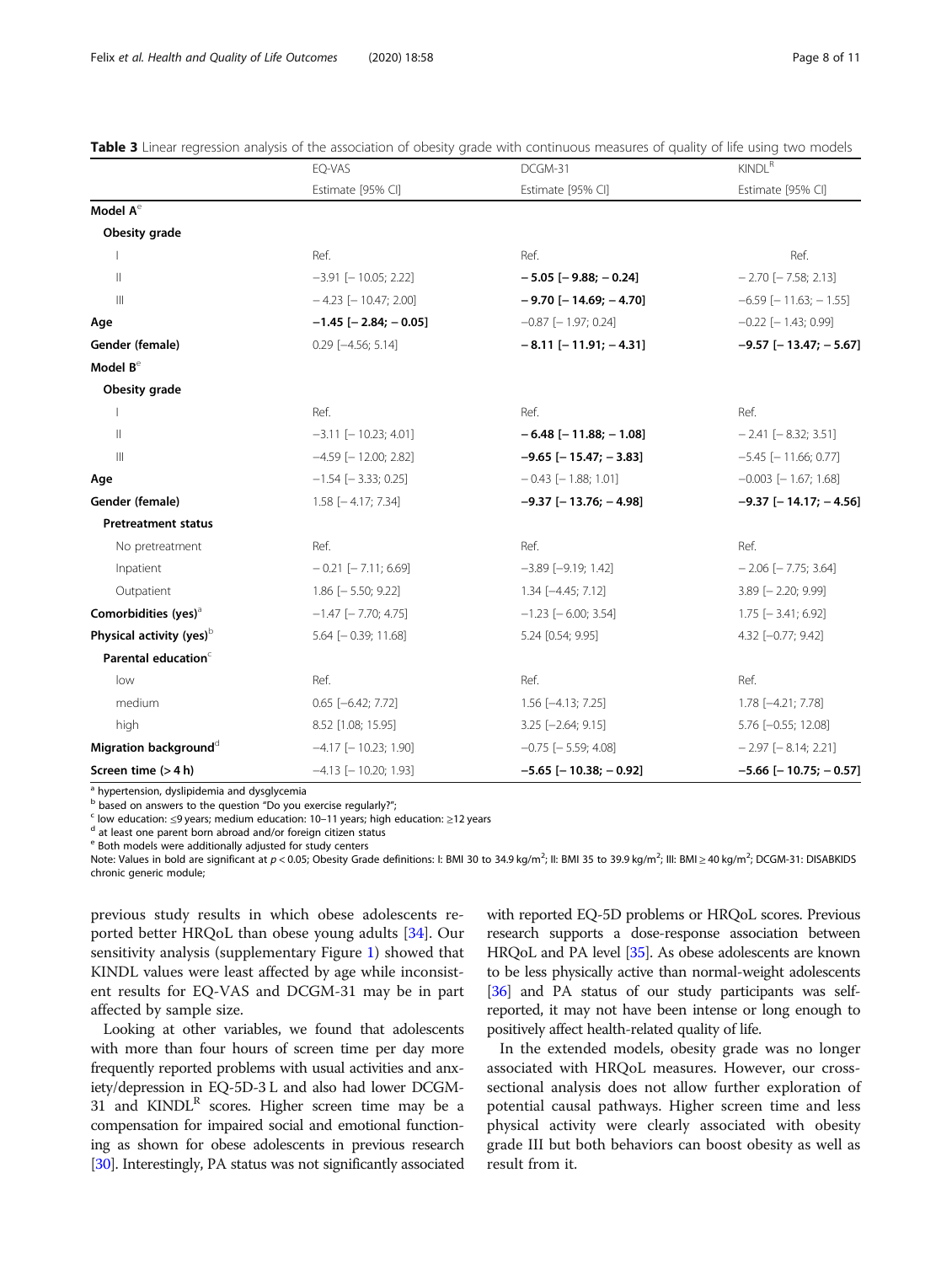**Table 3** Linear regression analysis of the association of obesity grade with continuous measures of quality of life using two models

| | EQ-VAS | DCGM-31 | KINDL[R] |
|---|---|---|---|
| | Estimate [95% CI] | Estimate [95% CI] | Estimate [95% CI] |
| **Model A**[e] | | | |
| **Obesity grade** | | | |
| I | Ref. | Ref. | Ref. |
| II | −3.91 [− 10.05; 2.22] | **− 5.05 [− 9.88; − 0.24]** | − 2.70 [− 7.58; 2.13] |
| III | − 4.23 [− 10.47; 2.00] | **− 9.70 [− 14.69; − 4.70]** | −6.59 [− 11.63; − 1.55] |
| **Age** | **−1.45 [− 2.84; − 0.05]** | −0.87 [− 1.97; 0.24] | −0.22 [− 1.43; 0.99] |
| **Gender (female)** | 0.29 [−4.56; 5.14] | **− 8.11 [− 11.91; − 4.31]** | **−9.57 [− 13.47; − 5.67]** |
| **Model B**[e] | | | |
| **Obesity grade** | | | |
| I | Ref. | Ref. | Ref. |
| II | −3.11 [− 10.23; 4.01] | **− 6.48 [− 11.88; − 1.08]** | − 2.41 [− 8.32; 3.51] |
| III | −4.59 [− 12.00; 2.82] | **−9.65 [− 15.47; − 3.83]** | −5.45 [− 11.66; 0.77] |
| **Age** | −1.54 [− 3.33; 0.25] | − 0.43 [− 1.88; 1.01] | −0.003 [− 1.67; 1.68] |
| **Gender (female)** | 1.58 [− 4.17; 7.34] | **−9.37 [− 13.76; − 4.98]** | **−9.37 [− 14.17; − 4.56]** |
| **Pretreatment status** | | | |
| No pretreatment | Ref. | Ref. | Ref. |
| Inpatient | − 0.21 [− 7.11; 6.69] | −3.89 [−9.19; 1.42] | − 2.06 [− 7.75; 3.64] |
| Outpatient | 1.86 [− 5.50; 9.22] | 1.34 [−4.45; 7.12] | 3.89 [− 2.20; 9.99] |
| **Comorbidities (yes)**[a] | −1.47 [− 7.70; 4.75] | −1.23 [− 6.00; 3.54] | 1.75 [− 3.41; 6.92] |
| **Physical activity (yes)**[b] | 5.64 [− 0.39; 11.68] | 5.24 [0.54; 9.95] | 4.32 [−0.77; 9.42] |
| **Parental education**[c] | | | |
| low | Ref. | Ref. | Ref. |
| medium | 0.65 [−6.42; 7.72] | 1.56 [−4.13; 7.25] | 1.78 [−4.21; 7.78] |
| high | 8.52 [1.08; 15.95] | 3.25 [−2.64; 9.15] | 5.76 [−0.55; 12.08] |
| **Migration background**[d] | −4.17 [− 10.23; 1.90] | −0.75 [− 5.59; 4.08] | − 2.97 [− 8.14; 2.21] |
| **Screen time (> 4 h)** | −4.13 [− 10.20; 1.93] | **−5.65 [− 10.38; − 0.92]** | **−5.66 [− 10.75; − 0.57]** |

[a] hypertension, dyslipidemia and dysglycemia
[b] based on answers to the question "Do you exercise regularly?";
[c] low education: ≤9 years; medium education: 10–11 years; high education: ≥12 years
[d] at least one parent born abroad and/or foreign citizen status
[e] Both models were additionally adjusted for study centers
Note: Values in bold are significant at $p < 0.05$; Obesity Grade definitions: I: BMI 30 to 34.9 kg/m$^2$; II: BMI 35 to 39.9 kg/m$^2$; III: BMI ≥ 40 kg/m$^2$; DCGM-31: DISABKIDS chronic generic module;

previous study results in which obese adolescents reported better HRQoL than obese young adults [34]. Our sensitivity analysis (supplementary Figure 1) showed that KINDL values were least affected by age while inconsistent results for EQ-VAS and DCGM-31 may be in part affected by sample size.

Looking at other variables, we found that adolescents with more than four hours of screen time per day more frequently reported problems with usual activities and anxiety/depression in EQ-5D-3 L and also had lower DCGM-31 and KINDL[R] scores. Higher screen time may be a compensation for impaired social and emotional functioning as shown for obese adolescents in previous research [30]. Interestingly, PA status was not significantly associated with reported EQ-5D problems or HRQoL scores. Previous research supports a dose-response association between HRQoL and PA level [35]. As obese adolescents are known to be less physically active than normal-weight adolescents [36] and PA status of our study participants was self-reported, it may not have been intense or long enough to positively affect health-related quality of life.

In the extended models, obesity grade was no longer associated with HRQoL measures. However, our cross-sectional analysis does not allow further exploration of potential causal pathways. Higher screen time and less physical activity were clearly associated with obesity grade III but both behaviors can boost obesity as well as result from it.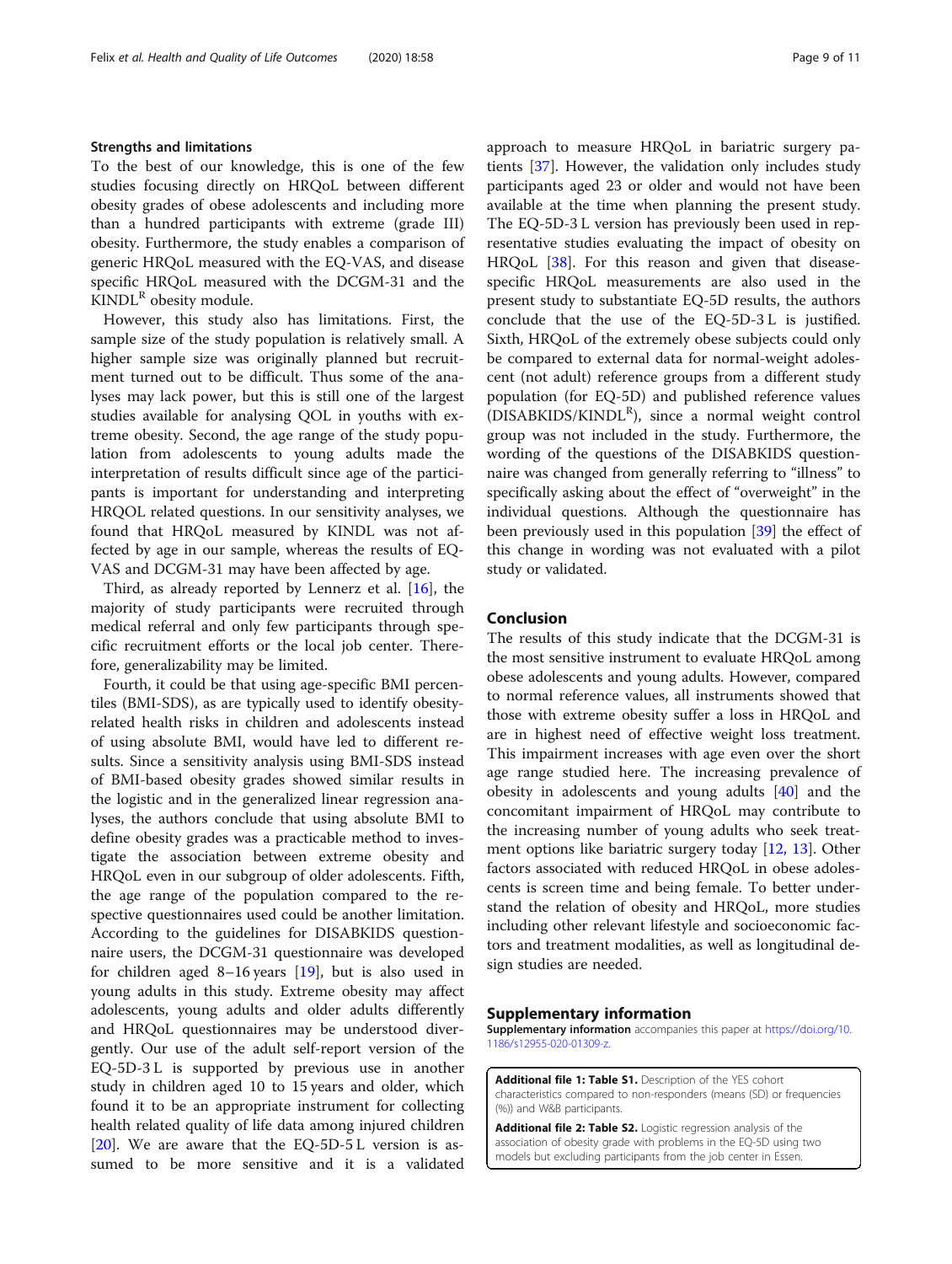### Strengths and limitations

To the best of our knowledge, this is one of the few studies focusing directly on HRQoL between different obesity grades of obese adolescents and including more than a hundred participants with extreme (grade III) obesity. Furthermore, the study enables a comparison of generic HRQoL measured with the EQ-VAS, and disease specific HRQoL measured with the DCGM-31 and the KINDL[R] obesity module.

However, this study also has limitations. First, the sample size of the study population is relatively small. A higher sample size was originally planned but recruitment turned out to be difficult. Thus some of the analyses may lack power, but this is still one of the largest studies available for analysing QOL in youths with extreme obesity. Second, the age range of the study population from adolescents to young adults made the interpretation of results difficult since age of the participants is important for understanding and interpreting HRQOL related questions. In our sensitivity analyses, we found that HRQoL measured by KINDL was not affected by age in our sample, whereas the results of EQ-VAS and DCGM-31 may have been affected by age.

Third, as already reported by Lennerz et al. [16], the majority of study participants were recruited through medical referral and only few participants through specific recruitment efforts or the local job center. Therefore, generalizability may be limited.

Fourth, it could be that using age-specific BMI percentiles (BMI-SDS), as are typically used to identify obesity-related health risks in children and adolescents instead of using absolute BMI, would have led to different results. Since a sensitivity analysis using BMI-SDS instead of BMI-based obesity grades showed similar results in the logistic and in the generalized linear regression analyses, the authors conclude that using absolute BMI to define obesity grades was a practicable method to investigate the association between extreme obesity and HRQoL even in our subgroup of older adolescents. Fifth, the age range of the population compared to the respective questionnaires used could be another limitation. According to the guidelines for DISABKIDS questionnaire users, the DCGM-31 questionnaire was developed for children aged 8–16 years [19], but is also used in young adults in this study. Extreme obesity may affect adolescents, young adults and older adults differently and HRQoL questionnaires may be understood divergently. Our use of the adult self-report version of the EQ-5D-3 L is supported by previous use in another study in children aged 10 to 15 years and older, which found it to be an appropriate instrument for collecting health related quality of life data among injured children [20]. We are aware that the EQ-5D-5 L version is assumed to be more sensitive and it is a validated approach to measure HRQoL in bariatric surgery patients [37]. However, the validation only includes study participants aged 23 or older and would not have been available at the time when planning the present study. The EQ-5D-3 L version has previously been used in representative studies evaluating the impact of obesity on HRQoL [38]. For this reason and given that disease-specific HRQoL measurements are also used in the present study to substantiate EQ-5D results, the authors conclude that the use of the EQ-5D-3 L is justified. Sixth, HRQoL of the extremely obese subjects could only be compared to external data for normal-weight adolescent (not adult) reference groups from a different study population (for EQ-5D) and published reference values (DISABKIDS/KINDL[R]), since a normal weight control group was not included in the study. Furthermore, the wording of the questions of the DISABKIDS questionnaire was changed from generally referring to "illness" to specifically asking about the effect of "overweight" in the individual questions. Although the questionnaire has been previously used in this population [39] the effect of this change in wording was not evaluated with a pilot study or validated.

## Conclusion

The results of this study indicate that the DCGM-31 is the most sensitive instrument to evaluate HRQoL among obese adolescents and young adults. However, compared to normal reference values, all instruments showed that those with extreme obesity suffer a loss in HRQoL and are in highest need of effective weight loss treatment. This impairment increases with age even over the short age range studied here. The increasing prevalence of obesity in adolescents and young adults [40] and the concomitant impairment of HRQoL may contribute to the increasing number of young adults who seek treatment options like bariatric surgery today [12, 13]. Other factors associated with reduced HRQoL in obese adolescents is screen time and being female. To better understand the relation of obesity and HRQoL, more studies including other relevant lifestyle and socioeconomic factors and treatment modalities, as well as longitudinal design studies are needed.

## Supplementary information

**Supplementary information** accompanies this paper at https://doi.org/10.1186/s12955-020-01309-z.

**Additional file 1: Table S1.** Description of the YES cohort characteristics compared to non-responders (means (SD) or frequencies (%)) and W&B participants.

**Additional file 2: Table S2.** Logistic regression analysis of the association of obesity grade with problems in the EQ-5D using two models but excluding participants from the job center in Essen.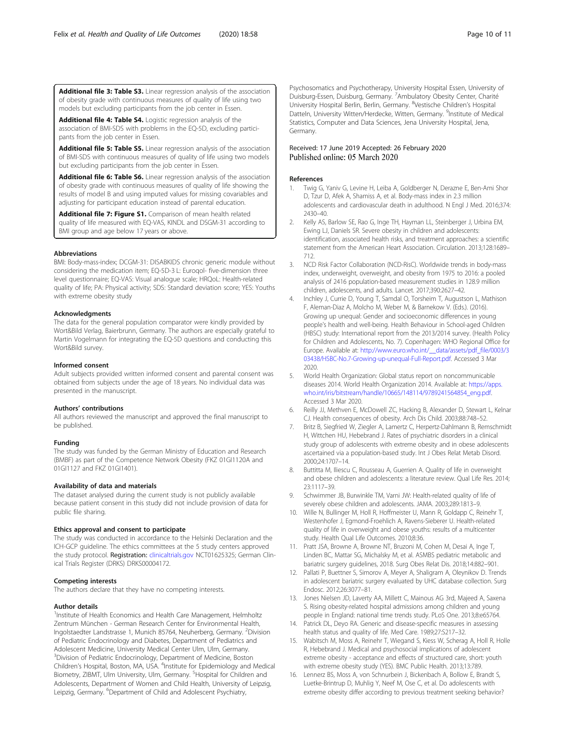**Additional file 3: Table S3.** Linear regression analysis of the association of obesity grade with continuous measures of quality of life using two models but excluding participants from the job center in Essen.

**Additional file 4: Table S4.** Logistic regression analysis of the association of BMI-SDS with problems in the EQ-5D, excluding participants from the job center in Essen.

**Additional file 5: Table S5.** Linear regression analysis of the association of BMI-SDS with continuous measures of quality of life using two models but excluding participants from the job center in Essen.

**Additional file 6: Table S6.** Linear regression analysis of the association of obesity grade with continuous measures of quality of life showing the results of model B and using imputed values for missing covariables and adjusting for participant education instead of parental education.

**Additional file 7: Figure S1.** Comparison of mean health related quality of life measured with EQ-VAS, KINDL and DSGM-31 according to BMI group and age below 17 years or above.

### Abbreviations

BMI: Body-mass-index; DCGM-31: DISABKIDS chronic generic module without considering the medication item; EQ-5D-3 L: Euroqol- five-dimension three level questionnaire; EQ-VAS: Visual analogue scale; HRQoL: Health-related quality of life; PA: Physical activity; SDS: Standard deviation score; YES: Youths with extreme obesity study

### Acknowledgments

The data for the general population comparator were kindly provided by Wort&Bild Verlag, Baierbrunn, Germany. The authors are especially grateful to Martin Vogelmann for integrating the EQ-5D questions and conducting this Wort&Bild survey.

### Informed consent

Adult subjects provided written informed consent and parental consent was obtained from subjects under the age of 18 years. No individual data was presented in the manuscript.

### Authors' contributions

All authors reviewed the manuscript and approved the final manuscript to be published.

### Funding

The study was funded by the German Ministry of Education and Research (BMBF) as part of the Competence Network Obesity (FKZ 01GI1120A and 01GI1127 and FKZ 01GI1401).

### Availability of data and materials

The dataset analysed during the current study is not publicly available because patient consent in this study did not include provision of data for public file sharing.

### Ethics approval and consent to participate

The study was conducted in accordance to the Helsinki Declaration and the ICH-GCP guideline. The ethics committees at the 5 study centers approved the study protocol. **Registration:** clinicaltrials.gov NCT01625325; German Clinical Trials Register (DRKS) DRKS00004172.

### Competing interests

The authors declare that they have no competing interests.

### Author details

[1]Institute of Health Economics and Health Care Management, Helmholtz Zentrum München - German Research Center for Environmental Health, Ingolstaedter Landstrasse 1, Munich 85764, Neuherberg, Germany. [2]Division of Pediatric Endocrinology and Diabetes, Department of Pediatrics and Adolescent Medicine, University Medical Center Ulm, Ulm, Germany. [3]Division of Pediatric Endocrinology, Department of Medicine, Boston Children's Hospital, Boston, MA, USA. [4]Institute for Epidemiology and Medical Biometry, ZIBMT, Ulm University, Ulm, Germany. [5]Hospital for Children and Adolescents, Department of Women and Child Health, University of Leipzig, Leipzig, Germany. [6]Department of Child and Adolescent Psychiatry, Psychosomatics and Psychotherapy, University Hospital Essen, University of Duisburg-Essen, Duisburg, Germany. [7]Ambulatory Obesity Center, Charité University Hospital Berlin, Berlin, Germany. [8]Vestische Children's Hospital Datteln, University Witten/Herdecke, Witten, Germany. [9]Institute of Medical Statistics, Computer and Data Sciences, Jena University Hospital, Jena, Germany.

Received: 17 June 2019 Accepted: 26 February 2020
Published online: 05 March 2020

### References

1. Twig G, Yaniv G, Levine H, Leiba A, Goldberger N, Derazne E, Ben-Ami Shor D, Tzur D, Afek A, Shamiss A, et al. Body-mass index in 2.3 million adolescents and cardiovascular death in adulthood. N Engl J Med. 2016;374:2430–40.
2. Kelly AS, Barlow SE, Rao G, Inge TH, Hayman LL, Steinberger J, Urbina EM, Ewing LJ, Daniels SR. Severe obesity in children and adolescents: identification, associated health risks, and treatment approaches: a scientific statement from the American Heart Association. Circulation. 2013;128:1689–712.
3. NCD Risk Factor Collaboration (NCD-RisC). Worldwide trends in body-mass index, underweight, overweight, and obesity from 1975 to 2016: a pooled analysis of 2416 population-based measurement studies in 128.9 million children, adolescents, and adults. Lancet. 2017;390:2627–42.
4. Inchley J, Currie D, Young T, Samdal O, Torsheim T, Augustson L, Mathison F, Aleman-Diaz A, Molcho M, Weber M, & Barnekow V. (Eds.). (2016). Growing up unequal: Gender and socioeconomic differences in young people's health and well-being. Health Behaviour in School-aged Children (HBSC) study: International report from the 2013/2014 survey. (Health Policy for Children and Adolescents, No. 7). Copenhagen: WHO Regional Office for Europe. Available at: http://www.euro.who.int/__data/assets/pdf_file/0003/303438/HSBC-No.7-Growing-up-unequal-Full-Report.pdf. Accessed 3 Mar 2020.
5. World Health Organization: Global status report on noncommunicable diseases 2014. World Health Organization 2014. Available at: https://apps.who.int/iris/bitstream/handle/10665/148114/9789241564854_eng.pdf. Accessed 3 Mar 2020.
6. Reilly JJ, Methven E, McDowell ZC, Hacking B, Alexander D, Stewart L, Kelnar CJ. Health consequences of obesity. Arch Dis Child. 2003;88:748–52.
7. Britz B, Siegfried W, Ziegler A, Lamertz C, Herpertz-Dahlmann B, Remschmidt H, Wittchen HU, Hebebrand J. Rates of psychiatric disorders in a clinical study group of adolescents with extreme obesity and in obese adolescents ascertained via a population-based study. Int J Obes Relat Metab Disord. 2000;24:1707–14.
8. Buttitta M, Iliescu C, Rousseau A, Guerrien A. Quality of life in overweight and obese children and adolescents: a literature review. Qual Life Res. 2014;23:1117–39.
9. Schwimmer JB, Burwinkle TM, Varni JW: Health-related quality of life of severely obese children and adolescents. JAMA. 2003;289:1813–9.
10. Wille N, Bullinger M, Holl R, Hoffmeister U, Mann R, Goldapp C, Reinehr T, Westenhofer J, Egmond-Froehlich A, Ravens-Sieberer U. Health-related quality of life in overweight and obese youths: results of a multicenter study. Health Qual Life Outcomes. 2010;8:36.
11. Pratt JSA, Browne A, Browne NT, Bruzoni M, Cohen M, Desai A, Inge T, Linden BC, Mattar SG, Michalsky M, et al. ASMBS pediatric metabolic and bariatric surgery guidelines, 2018. Surg Obes Relat Dis. 2018;14:882–901.
12. Pallati P, Buettner S, Simorov A, Meyer A, Shaligram A, Oleynikov D. Trends in adolescent bariatric surgery evaluated by UHC database collection. Surg Endosc. 2012;26:3077–81.
13. Jones Nielsen JD, Laverty AA, Millett C, Mainous AG 3rd, Majeed A, Saxena S. Rising obesity-related hospital admissions among children and young people in England: national time trends study. PLoS One. 2013;8:e65764.
14. Patrick DL, Deyo RA. Generic and disease-specific measures in assessing health status and quality of life. Med Care. 1989;27:S217–32.
15. Wabitsch M, Moss A, Reinehr T, Wiegand S, Kiess W, Scherag A, Holl R, Holle R, Hebebrand J. Medical and psychosocial implications of adolescent extreme obesity - acceptance and effects of structured care, short: youth with extreme obesity study (YES). BMC Public Health. 2013;13:789.
16. Lennerz BS, Moss A, von Schnurbein J, Bickenbach A, Bollow E, Brandt S, Luetke-Brintrup D, Muhlig Y, Neef M, Ose C, et al. Do adolescents with extreme obesity differ according to previous treatment seeking behavior?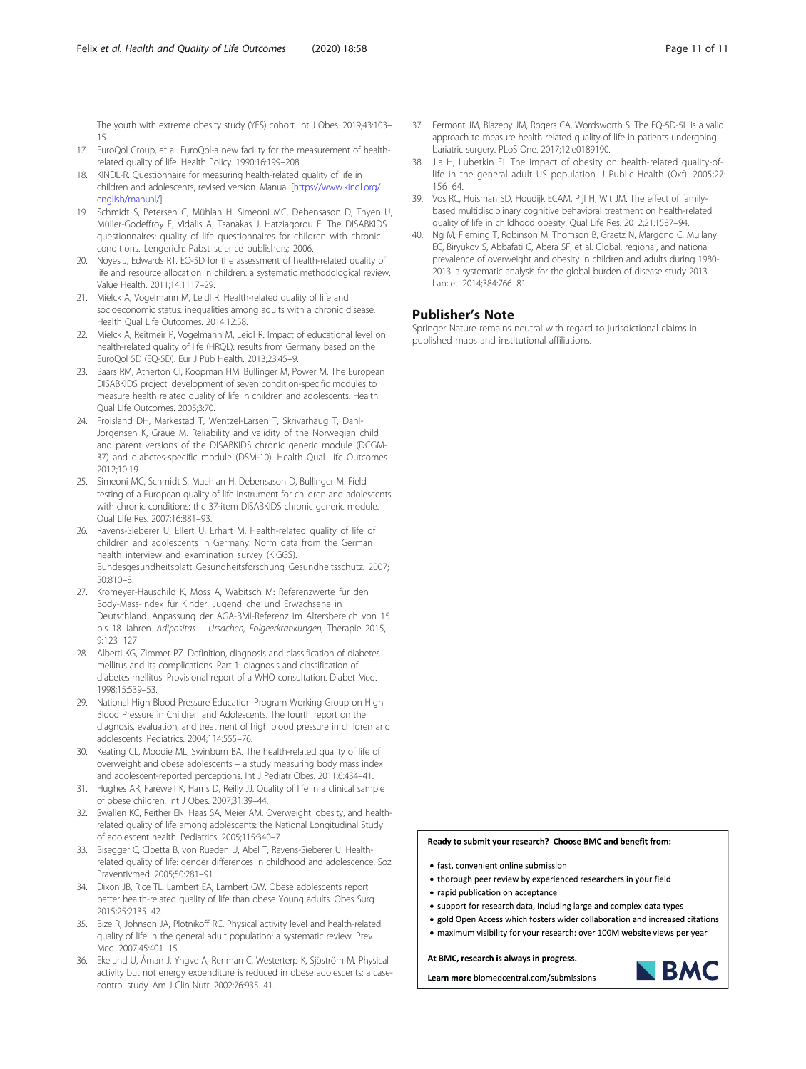The youth with extreme obesity study (YES) cohort. Int J Obes. 2019;43:103–15.

17. EuroQol Group, et al. EuroQol-a new facility for the measurement of health-related quality of life. Health Policy. 1990;16:199–208.
18. KINDL-R. Questionnaire for measuring health-related quality of life in children and adolescents, revised version. Manual [https://www.kindl.org/english/manual/].
19. Schmidt S, Petersen C, Mühlan H, Simeoni MC, Debensason D, Thyen U, Müller-Godeffroy E, Vidalis A, Tsanakas J, Hatziagorou E. The DISABKIDS questionnaires: quality of life questionnaires for children with chronic conditions. Lengerich: Pabst science publishers; 2006.
20. Noyes J, Edwards RT. EQ-5D for the assessment of health-related quality of life and resource allocation in children: a systematic methodological review. Value Health. 2011;14:1117–29.
21. Mielck A, Vogelmann M, Leidl R. Health-related quality of life and socioeconomic status: inequalities among adults with a chronic disease. Health Qual Life Outcomes. 2014;12:58.
22. Mielck A, Reitmeir P, Vogelmann M, Leidl R. Impact of educational level on health-related quality of life (HRQL): results from Germany based on the EuroQol 5D (EQ-5D). Eur J Pub Health. 2013;23:45–9.
23. Baars RM, Atherton CI, Koopman HM, Bullinger M, Power M. The European DISABKIDS project: development of seven condition-specific modules to measure health related quality of life in children and adolescents. Health Qual Life Outcomes. 2005;3:70.
24. Froisland DH, Markestad T, Wentzel-Larsen T, Skrivarhaug T, Dahl-Jorgensen K, Graue M. Reliability and validity of the Norwegian child and parent versions of the DISABKIDS chronic generic module (DCGM-37) and diabetes-specific module (DSM-10). Health Qual Life Outcomes. 2012;10:19.
25. Simeoni MC, Schmidt S, Muehlan H, Debensason D, Bullinger M. Field testing of a European quality of life instrument for children and adolescents with chronic conditions: the 37-item DISABKIDS chronic generic module. Qual Life Res. 2007;16:881–93.
26. Ravens-Sieberer U, Ellert U, Erhart M. Health-related quality of life of children and adolescents in Germany. Norm data from the German health interview and examination survey (KiGGS). Bundesgesundheitsblatt Gesundheitsforschung Gesundheitsschutz. 2007;50:810–8.
27. Kromeyer-Hauschild K, Moss A, Wabitsch M: Referenzwerte für den Body-Mass-Index für Kinder, Jugendliche und Erwachsene in Deutschland. Anpassung der AGA-BMI-Referenz im Altersbereich von 15 bis 18 Jahren. *Adipositas – Ursachen, Folgeerkrankungen,* Therapie 2015, 9:123–127.
28. Alberti KG, Zimmet PZ. Definition, diagnosis and classification of diabetes mellitus and its complications. Part 1: diagnosis and classification of diabetes mellitus. Provisional report of a WHO consultation. Diabet Med. 1998;15:539–53.
29. National High Blood Pressure Education Program Working Group on High Blood Pressure in Children and Adolescents. The fourth report on the diagnosis, evaluation, and treatment of high blood pressure in children and adolescents. Pediatrics. 2004;114:555–76.
30. Keating CL, Moodie ML, Swinburn BA. The health-related quality of life of overweight and obese adolescents – a study measuring body mass index and adolescent-reported perceptions. Int J Pediatr Obes. 2011;6:434–41.
31. Hughes AR, Farewell K, Harris D, Reilly JJ. Quality of life in a clinical sample of obese children. Int J Obes. 2007;31:39–44.
32. Swallen KC, Reither EN, Haas SA, Meier AM. Overweight, obesity, and health-related quality of life among adolescents: the National Longitudinal Study of adolescent health. Pediatrics. 2005;115:340–7.
33. Bisegger C, Cloetta B, von Rueden U, Abel T, Ravens-Sieberer U. Health-related quality of life: gender differences in childhood and adolescence. Soz Praventivmed. 2005;50:281–91.
34. Dixon JB, Rice TL, Lambert EA, Lambert GW. Obese adolescents report better health-related quality of life than obese Young adults. Obes Surg. 2015;25:2135–42.
35. Bize R, Johnson JA, Plotnikoff RC. Physical activity level and health-related quality of life in the general adult population: a systematic review. Prev Med. 2007;45:401–15.
36. Ekelund U, Åman J, Yngve A, Renman C, Westerterp K, Sjöström M. Physical activity but not energy expenditure is reduced in obese adolescents: a case-control study. Am J Clin Nutr. 2002;76:935–41.
37. Fermont JM, Blazeby JM, Rogers CA, Wordsworth S. The EQ-5D-5L is a valid approach to measure health related quality of life in patients undergoing bariatric surgery. PLoS One. 2017;12:e0189190.
38. Jia H, Lubetkin EI. The impact of obesity on health-related quality-of-life in the general adult US population. J Public Health (Oxf). 2005;27:156–64.
39. Vos RC, Huisman SD, Houdijk ECAM, Pijl H, Wit JM. The effect of family-based multidisciplinary cognitive behavioral treatment on health-related quality of life in childhood obesity. Qual Life Res. 2012;21:1587–94.
40. Ng M, Fleming T, Robinson M, Thomson B, Graetz N, Margono C, Mullany EC, Biryukov S, Abbafati C, Abera SF, et al. Global, regional, and national prevalence of overweight and obesity in children and adults during 1980-2013: a systematic analysis for the global burden of disease study 2013. Lancet. 2014;384:766–81.

## Publisher's Note

Springer Nature remains neutral with regard to jurisdictional claims in published maps and institutional affiliations.

**Ready to submit your research? Choose BMC and benefit from:**

- fast, convenient online submission
- thorough peer review by experienced researchers in your field
- rapid publication on acceptance
- support for research data, including large and complex data types
- gold Open Access which fosters wider collaboration and increased citations
- maximum visibility for your research: over 100M website views per year

**At BMC, research is always in progress.**

**Learn more** biomedcentral.com/submissions

BMC